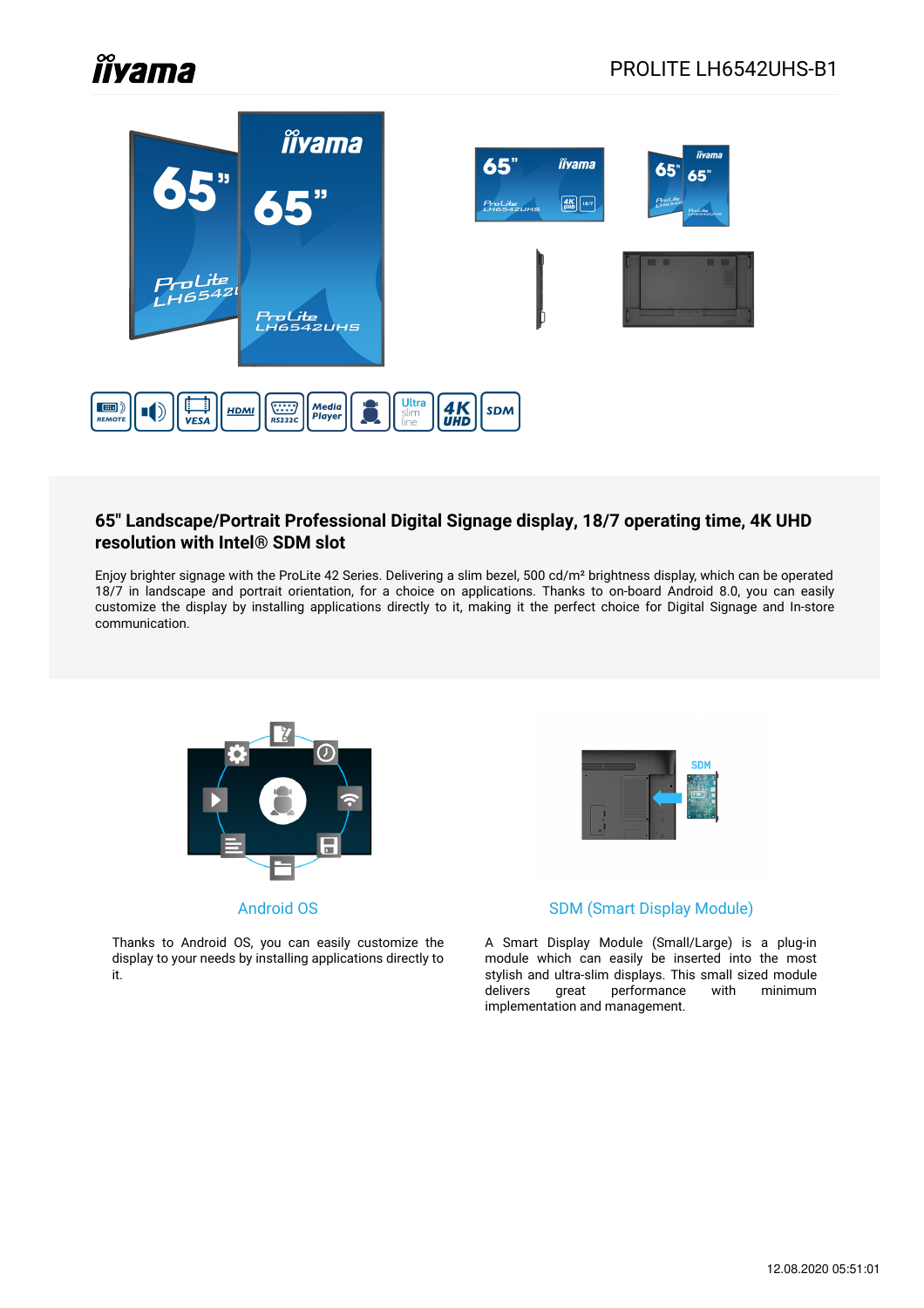# PROLITE LH6542UHS-B1

## 65" Landscape/Portrait Professional Digital Signage display, 18/7 operating time, 4K UHD resolution with Intel® SDM slot

Enjoy brighter signage with the ProLite 42 Series. Delivering a slim bezel, 500 cd/m² brightness display, which can be operated 18/7 in landscape and portrait orientation, for a choice on applications. Thanks to on-board Android 8.0, you can easily customize the display by installing applications directly to it, making it the perfect choice for Digital Signage and In-store communication.

### Android OS

Thanks to Android OS, you can easily customize the display to your needs by installing applications directly to it.

### SDM (Smart Display Module)

A Smart Display Module (Small/Large) is a plug-in module which can easily be inserted into the most stylish and ultra-slim displays. This small sized module delivers great performance with minimum implementation and management.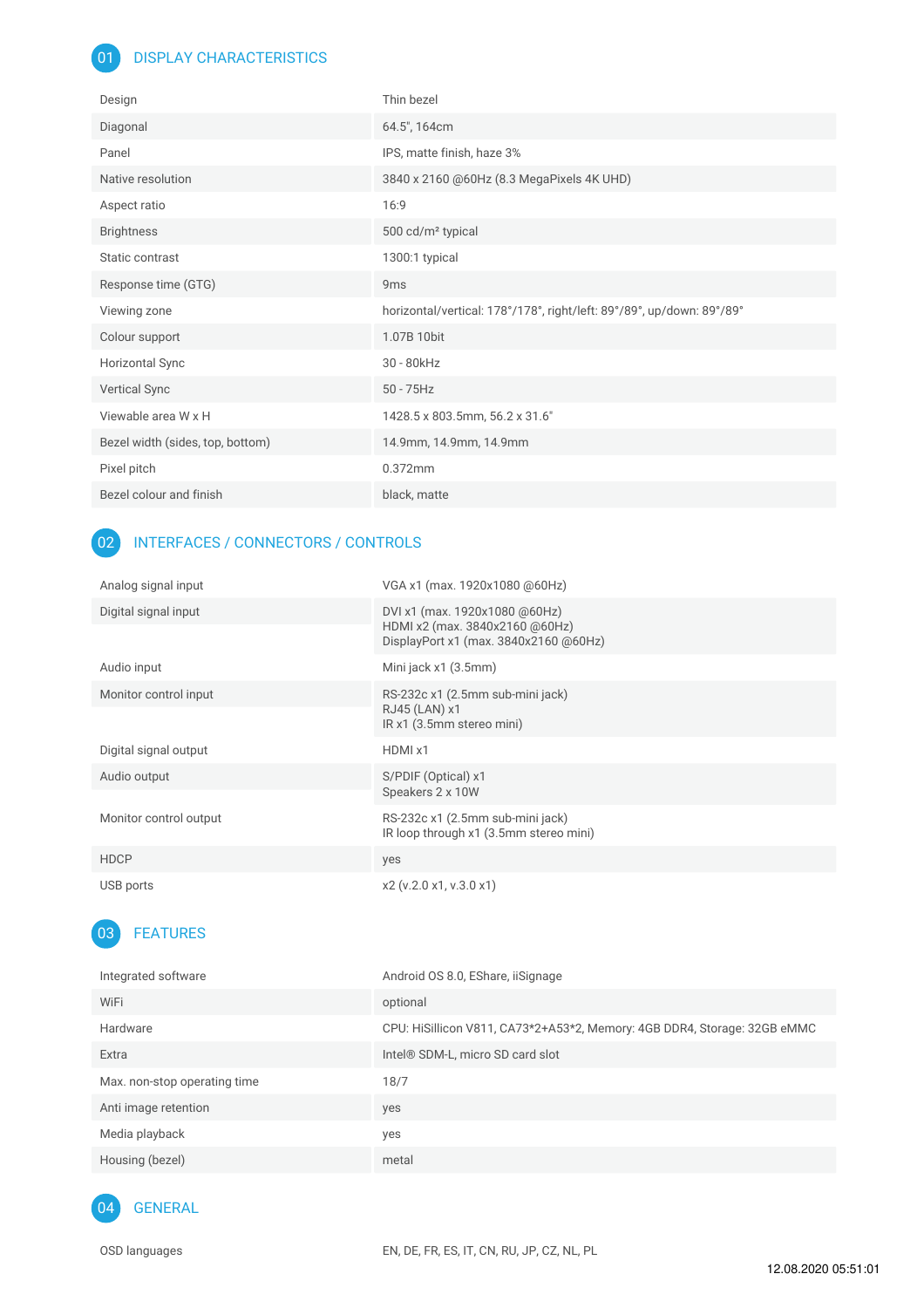## 01 DISPLAY CHARACTERISTICS

| | |
|---|---|
| Design | Thin bezel |
| Diagonal | 64.5", 164cm |
| Panel | IPS, matte finish, haze 3% |
| Native resolution | 3840 x 2160 @60Hz (8.3 MegaPixels 4K UHD) |
| Aspect ratio | 16:9 |
| Brightness | 500 cd/m² typical |
| Static contrast | 1300:1 typical |
| Response time (GTG) | 9ms |
| Viewing zone | horizontal/vertical: 178°/178°, right/left: 89°/89°, up/down: 89°/89° |
| Colour support | 1.07B 10bit |
| Horizontal Sync | 30 - 80kHz |
| Vertical Sync | 50 - 75Hz |
| Viewable area W x H | 1428.5 x 803.5mm, 56.2 x 31.6" |
| Bezel width (sides, top, bottom) | 14.9mm, 14.9mm, 14.9mm |
| Pixel pitch | 0.372mm |
| Bezel colour and finish | black, matte |

## 02 INTERFACES / CONNECTORS / CONTROLS

| | |
|---|---|
| Analog signal input | VGA x1 (max. 1920x1080 @60Hz) |
| Digital signal input | DVI x1 (max. 1920x1080 @60Hz)<br>HDMI x2 (max. 3840x2160 @60Hz)<br>DisplayPort x1 (max. 3840x2160 @60Hz) |
| Audio input | Mini jack x1 (3.5mm) |
| Monitor control input | RS-232c x1 (2.5mm sub-mini jack)<br>RJ45 (LAN) x1<br>IR x1 (3.5mm stereo mini) |
| Digital signal output | HDMI x1 |
| Audio output | S/PDIF (Optical) x1<br>Speakers 2 x 10W |
| Monitor control output | RS-232c x1 (2.5mm sub-mini jack)<br>IR loop through x1 (3.5mm stereo mini) |
| HDCP | yes |
| USB ports | x2 (v.2.0 x1, v.3.0 x1) |

## 03 FEATURES

| | |
|---|---|
| Integrated software | Android OS 8.0, EShare, iiSignage |
| WiFi | optional |
| Hardware | CPU: HiSillicon V811, CA73*2+A53*2, Memory: 4GB DDR4, Storage: 32GB eMMC |
| Extra | Intel® SDM-L, micro SD card slot |
| Max. non-stop operating time | 18/7 |
| Anti image retention | yes |
| Media playback | yes |
| Housing (bezel) | metal |

## 04 GENERAL

| | |
|---|---|
| OSD languages | EN, DE, FR, ES, IT, CN, RU, JP, CZ, NL, PL |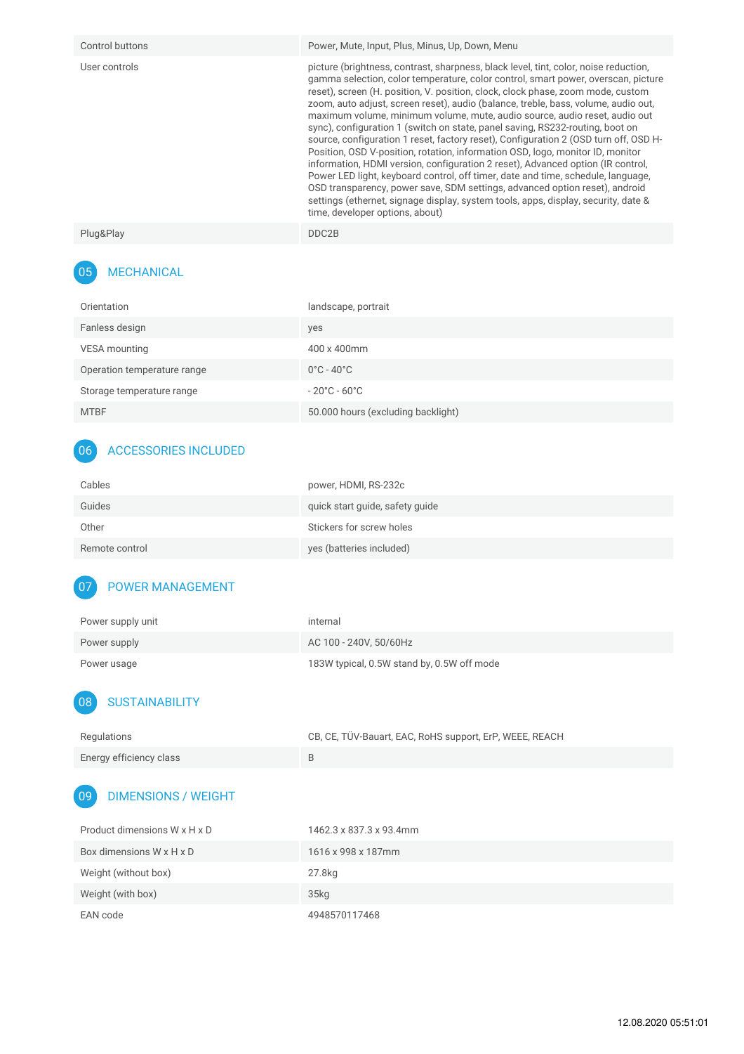| | |
|---|---|
| Control buttons | Power, Mute, Input, Plus, Minus, Up, Down, Menu |
| User controls | picture (brightness, contrast, sharpness, black level, tint, color, noise reduction, gamma selection, color temperature, color control, smart power, overscan, picture reset), screen (H. position, V. position, clock, clock phase, zoom mode, custom zoom, auto adjust, screen reset), audio (balance, treble, bass, volume, audio out, maximum volume, minimum volume, mute, audio source, audio reset, audio out sync), configuration 1 (switch on state, panel saving, RS232-routing, boot on source, configuration 1 reset, factory reset), Configuration 2 (OSD turn off, OSD H-Position, OSD V-position, rotation, information OSD, logo, monitor ID, monitor information, HDMI version, configuration 2 reset), Advanced option (IR control, Power LED light, keyboard control, off timer, date and time, schedule, language, OSD transparency, power save, SDM settings, advanced option reset), android settings (ethernet, signage display, system tools, apps, display, security, date & time, developer options, about) |
| Plug&Play | DDC2B |

## 05 MECHANICAL

| | |
|---|---|
| Orientation | landscape, portrait |
| Fanless design | yes |
| VESA mounting | 400 x 400mm |
| Operation temperature range | 0°C - 40°C |
| Storage temperature range | - 20°C - 60°C |
| MTBF | 50.000 hours (excluding backlight) |

## 06 ACCESSORIES INCLUDED

| | |
|---|---|
| Cables | power, HDMI, RS-232c |
| Guides | quick start guide, safety guide |
| Other | Stickers for screw holes |
| Remote control | yes (batteries included) |

## 07 POWER MANAGEMENT

| | |
|---|---|
| Power supply unit | internal |
| Power supply | AC 100 - 240V, 50/60Hz |
| Power usage | 183W typical, 0.5W stand by, 0.5W off mode |

## 08 SUSTAINABILITY

| | |
|---|---|
| Regulations | CB, CE, TÜV-Bauart, EAC, RoHS support, ErP, WEEE, REACH |
| Energy efficiency class | B |

## 09 DIMENSIONS / WEIGHT

| | |
|---|---|
| Product dimensions W x H x D | 1462.3 x 837.3 x 93.4mm |
| Box dimensions W x H x D | 1616 x 998 x 187mm |
| Weight (without box) | 27.8kg |
| Weight (with box) | 35kg |
| EAN code | 4948570117468 |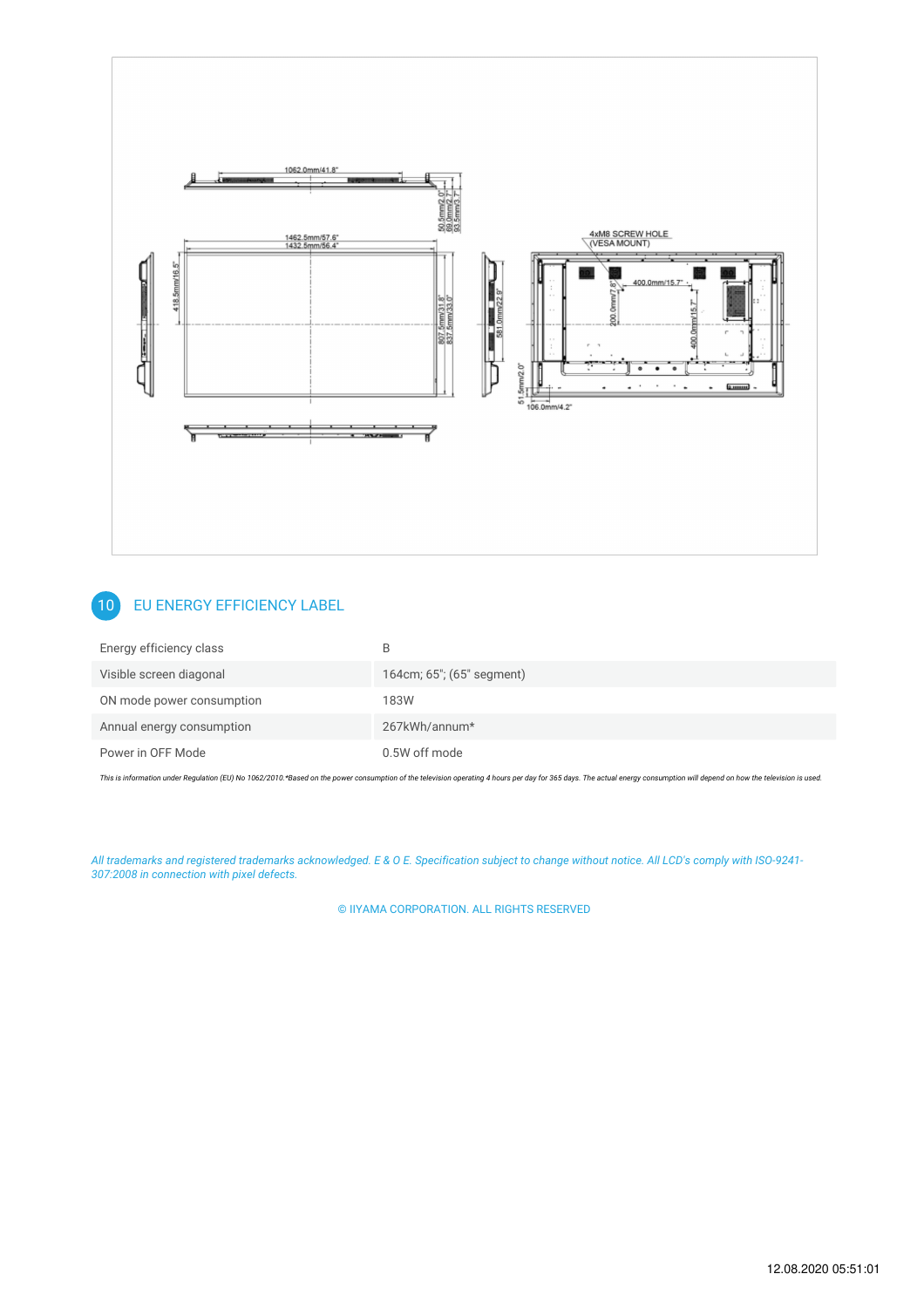1062.0mm/41.8"

50.5mm/2.0"
69.0mm/2.7"
93.5mm/3.7"

1462.5mm/57.6"
1432.5mm/56.4"

418.5mm/16.5"

807.5mm/31.8"
837.5mm/33.0"

581.0mm/22.9"

4xM8 SCREW HOLE
(VESA MOUNT)

400.0mm/15.7"

200.0mm/7.8"

400.0mm/15.7"

51.5mm/2.0"

106.0mm/4.2"

## 10 EU ENERGY EFFICIENCY LABEL

| | |
|---|---|
| Energy efficiency class | B |
| Visible screen diagonal | 164cm; 65"; (65" segment) |
| ON mode power consumption | 183W |
| Annual energy consumption | 267kWh/annum* |
| Power in OFF Mode | 0.5W off mode |

*This is information under Regulation (EU) No 1062/2010.*Based on the power consumption of the television operating 4 hours per day for 365 days. The actual energy consumption will depend on how the television is used.*

*All trademarks and registered trademarks acknowledged. E & O E. Specification subject to change without notice. All LCD's comply with ISO-9241-307:2008 in connection with pixel defects.*

© IIYAMA CORPORATION. ALL RIGHTS RESERVED

12.08.2020 05:51:01